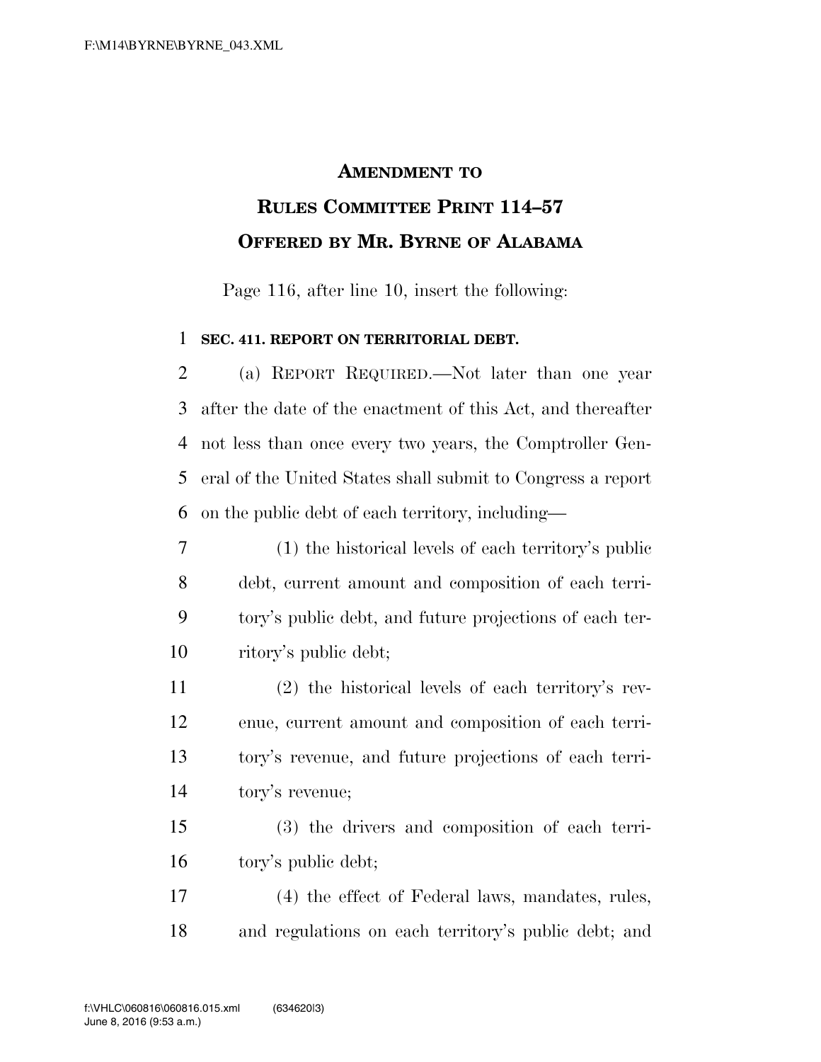# AMENDMENT TO RULES COMMITTEE PRINT 114–57 OFFERED BY MR. BYRNE OF ALABAMA

Page 116, after line 10, insert the following:

**SEC. 411. REPORT ON TERRITORIAL DEBT.**

(a) REPORT REQUIRED.—Not later than one year after the date of the enactment of this Act, and thereafter not less than once every two years, the Comptroller General of the United States shall submit to Congress a report on the public debt of each territory, including—

(1) the historical levels of each territory's public debt, current amount and composition of each territory's public debt, and future projections of each territory's public debt;

(2) the historical levels of each territory's revenue, current amount and composition of each territory's revenue, and future projections of each territory's revenue;

(3) the drivers and composition of each territory's public debt;

(4) the effect of Federal laws, mandates, rules, and regulations on each territory's public debt; and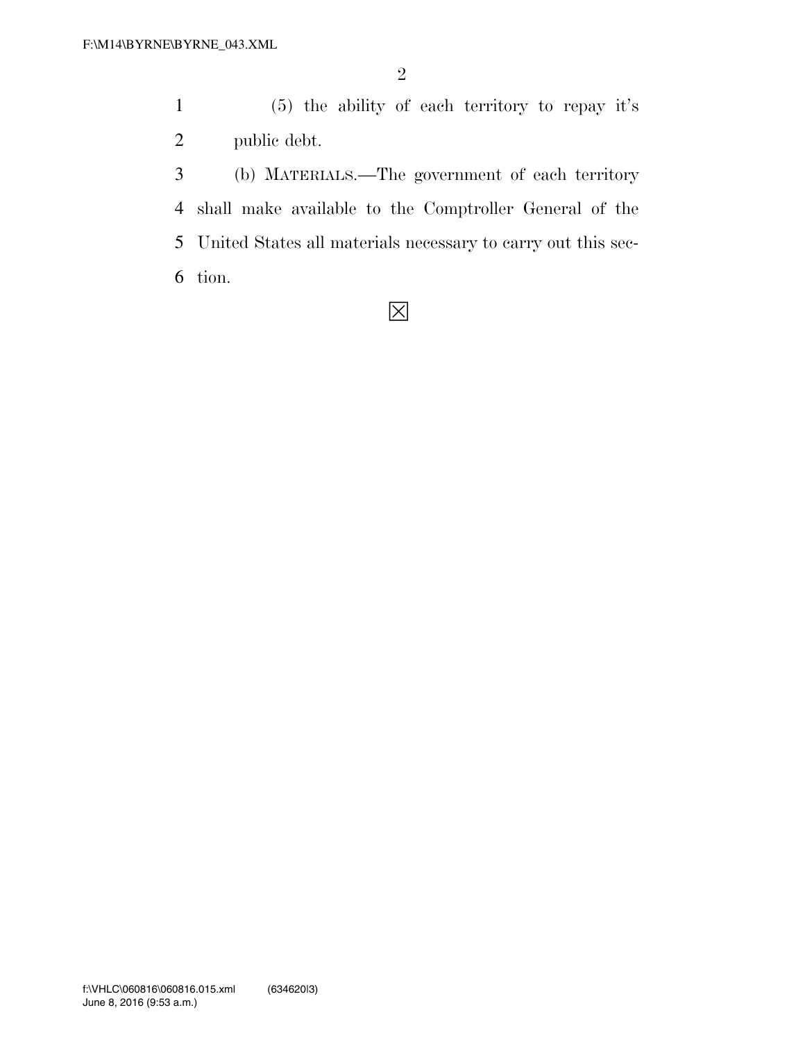(5) the ability of each territory to repay it's public debt.

(b) MATERIALS.—The government of each territory shall make available to the Comptroller General of the United States all materials necessary to carry out this section.